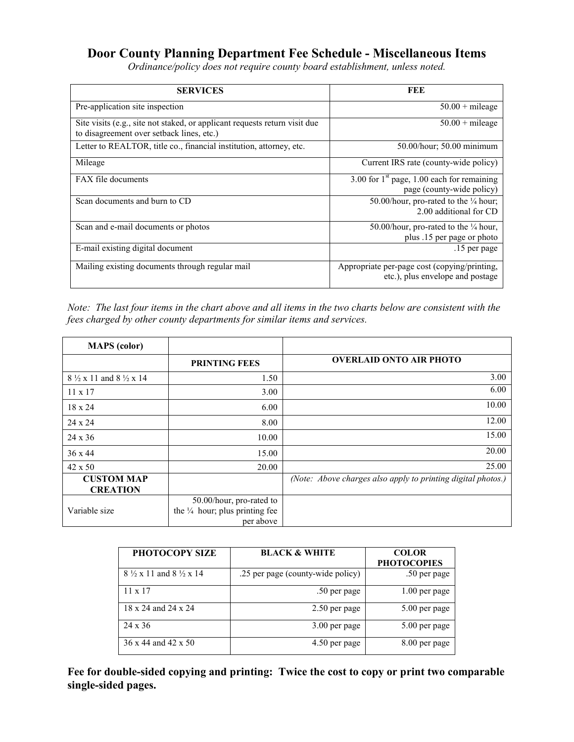# Door County Planning Department Fee Schedule - Miscellaneous Items

*Ordinance/policy does not require county board establishment, unless noted.*

| SERVICES | FEE |
|---|---|
| Pre-application site inspection | 50.00 + mileage |
| Site visits (e.g., site not staked, or applicant requests return visit due to disagreement over setback lines, etc.) | 50.00 + mileage |
| Letter to REALTOR, title co., financial institution, attorney, etc. | 50.00/hour; 50.00 minimum |
| Mileage | Current IRS rate (county-wide policy) |
| FAX file documents | 3.00 for 1st page, 1.00 each for remaining page (county-wide policy) |
| Scan documents and burn to CD | 50.00/hour, pro-rated to the ¼ hour; 2.00 additional for CD |
| Scan and e-mail documents or photos | 50.00/hour, pro-rated to the ¼ hour, plus .15 per page or photo |
| E-mail existing digital document | .15 per page |
| Mailing existing documents through regular mail | Appropriate per-page cost (copying/printing, etc.), plus envelope and postage |

*Note: The last four items in the chart above and all items in the two charts below are consistent with the fees charged by other county departments for similar items and services.*

| MAPS (color) | | |
|---|---|---|
| | PRINTING FEES | OVERLAID ONTO AIR PHOTO |
| 8 ½ x 11 and 8 ½ x 14 | 1.50 | 3.00 |
| 11 x 17 | 3.00 | 6.00 |
| 18 x 24 | 6.00 | 10.00 |
| 24 x 24 | 8.00 | 12.00 |
| 24 x 36 | 10.00 | 15.00 |
| 36 x 44 | 15.00 | 20.00 |
| 42 x 50 | 20.00 | 25.00 |
| **CUSTOM MAP CREATION** | | *(Note: Above charges also apply to printing digital photos.)* |
| Variable size | 50.00/hour, pro-rated to the ¼ hour; plus printing fee per above | |

| PHOTOCOPY SIZE | BLACK & WHITE | COLOR PHOTOCOPIES |
|---|---|---|
| 8 ½ x 11 and 8 ½ x 14 | .25 per page (county-wide policy) | .50 per page |
| 11 x 17 | .50 per page | 1.00 per page |
| 18 x 24 and 24 x 24 | 2.50 per page | 5.00 per page |
| 24 x 36 | 3.00 per page | 5.00 per page |
| 36 x 44 and 42 x 50 | 4.50 per page | 8.00 per page |

**Fee for double-sided copying and printing: Twice the cost to copy or print two comparable single-sided pages.**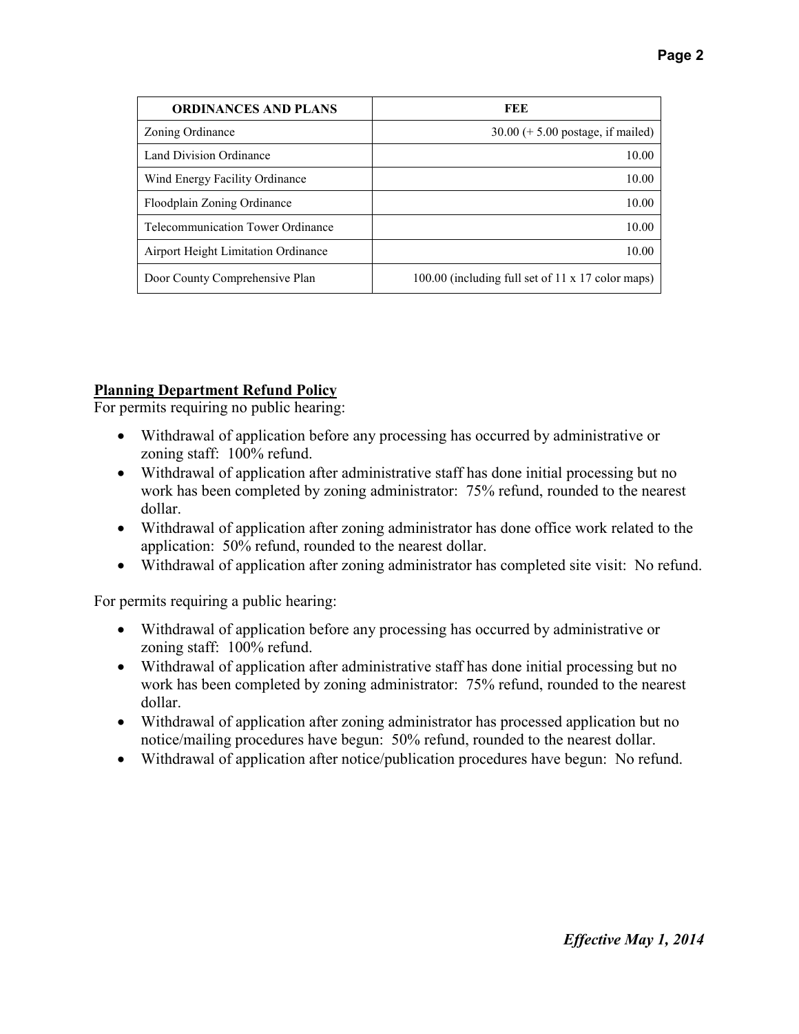| ORDINANCES AND PLANS | FEE |
| --- | --- |
| Zoning Ordinance | 30.00 (+ 5.00 postage, if mailed) |
| Land Division Ordinance | 10.00 |
| Wind Energy Facility Ordinance | 10.00 |
| Floodplain Zoning Ordinance | 10.00 |
| Telecommunication Tower Ordinance | 10.00 |
| Airport Height Limitation Ordinance | 10.00 |
| Door County Comprehensive Plan | 100.00 (including full set of 11 x 17 color maps) |

## Planning Department Refund Policy

For permits requiring no public hearing:

- Withdrawal of application before any processing has occurred by administrative or zoning staff: 100% refund.
- Withdrawal of application after administrative staff has done initial processing but no work has been completed by zoning administrator: 75% refund, rounded to the nearest dollar.
- Withdrawal of application after zoning administrator has done office work related to the application: 50% refund, rounded to the nearest dollar.
- Withdrawal of application after zoning administrator has completed site visit: No refund.

For permits requiring a public hearing:

- Withdrawal of application before any processing has occurred by administrative or zoning staff: 100% refund.
- Withdrawal of application after administrative staff has done initial processing but no work has been completed by zoning administrator: 75% refund, rounded to the nearest dollar.
- Withdrawal of application after zoning administrator has processed application but no notice/mailing procedures have begun: 50% refund, rounded to the nearest dollar.
- Withdrawal of application after notice/publication procedures have begun: No refund.

***Effective May 1, 2014***